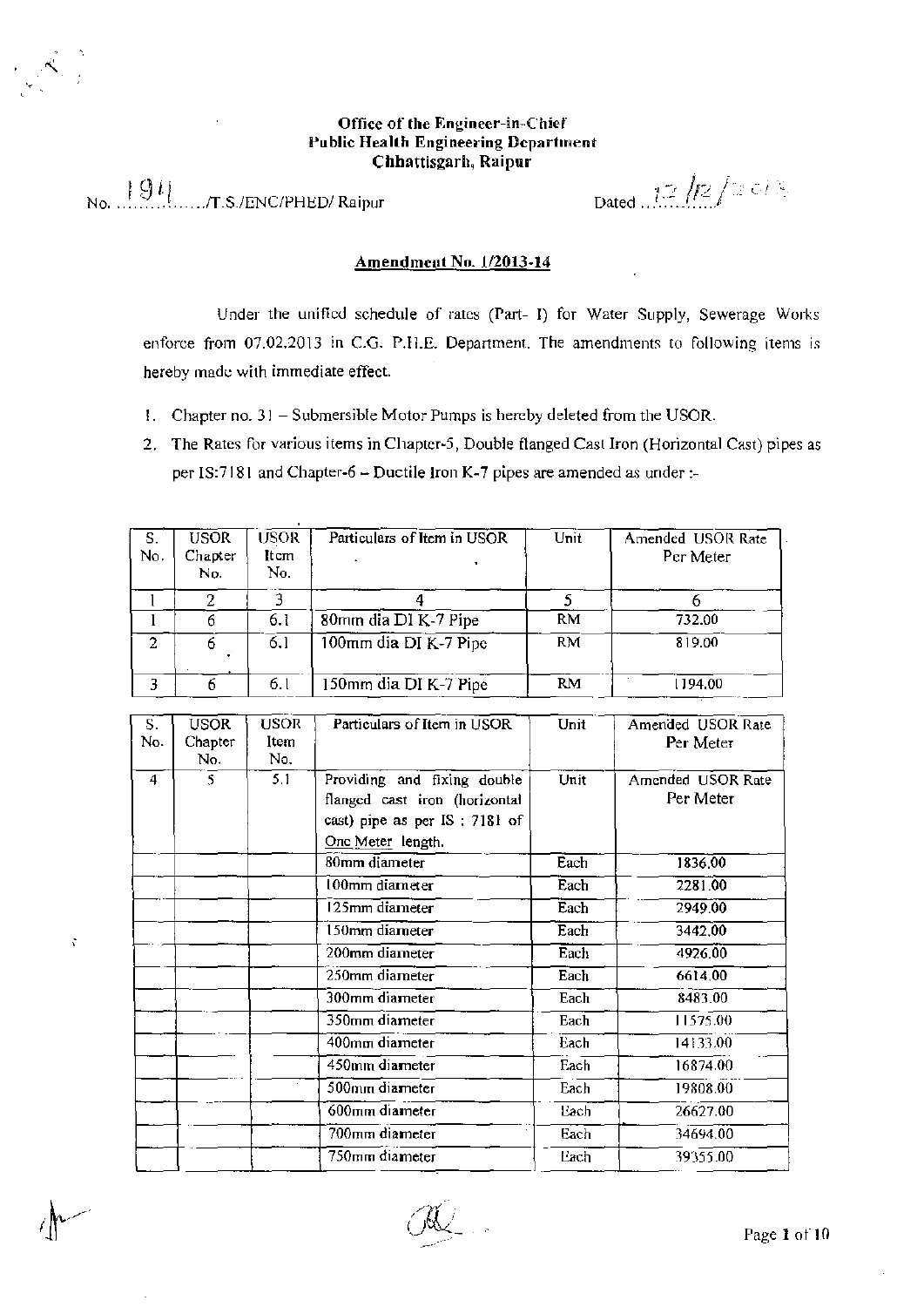**Office of the Engineer-in-Chief**
**Public Health Engineering Department**
**Chhattisgarh, Raipur**

No. 194 /T.S./ENC/PHED/ Raipur Dated 12/12/2013

## Amendment No. 1/2013-14

Under the unified schedule of rates (Part- I) for Water Supply, Sewerage Works enforce from 07.02.2013 in C.G. P.H.E. Department. The amendments to following items is hereby made with immediate effect.

1. Chapter no. 31 – Submersible Motor Pumps is hereby deleted from the USOR.
2. The Rates for various items in Chapter-5, Double flanged Cast Iron (Horizontal Cast) pipes as per IS:7181 and Chapter-6 – Ductile Iron K-7 pipes are amended as under :-

| S. No. | USOR Chapter No. | USOR Item No. | Particulars of Item in USOR | Unit | Amended USOR Rate Per Meter |
|---|---|---|---|---|---|
| 1 | 2 | 3 | 4 | 5 | 6 |
| 1 | 6 | 6.1 | 80mm dia DI K-7 Pipe | RM | 732.00 |
| 2 | 6 | 6.1 | 100mm dia DI K-7 Pipe | RM | 819.00 |
| 3 | 6 | 6.1 | 150mm dia DI K-7 Pipe | RM | 1194.00 |

| S. No. | USOR Chapter No. | USOR Item No. | Particulars of Item in USOR | Unit | Amended USOR Rate Per Meter |
|---|---|---|---|---|---|
| 4 | 5 | 5.1 | Providing and fixing double flanged cast iron (horizontal cast) pipe as per IS : 7181 of One Meter length. | Unit | Amended USOR Rate Per Meter |
| | | | 80mm diameter | Each | 1836.00 |
| | | | 100mm diameter | Each | 2281.00 |
| | | | 125mm diameter | Each | 2949.00 |
| | | | 150mm diameter | Each | 3442.00 |
| | | | 200mm diameter | Each | 4926.00 |
| | | | 250mm diameter | Each | 6614.00 |
| | | | 300mm diameter | Each | 8483.00 |
| | | | 350mm diameter | Each | 11575.00 |
| | | | 400mm diameter | Each | 14133.00 |
| | | | 450mm diameter | Each | 16874.00 |
| | | | 500mm diameter | Each | 19808.00 |
| | | | 600mm diameter | Each | 26627.00 |
| | | | 700mm diameter | Each | 34694.00 |
| | | | 750mm diameter | Each | 39355.00 |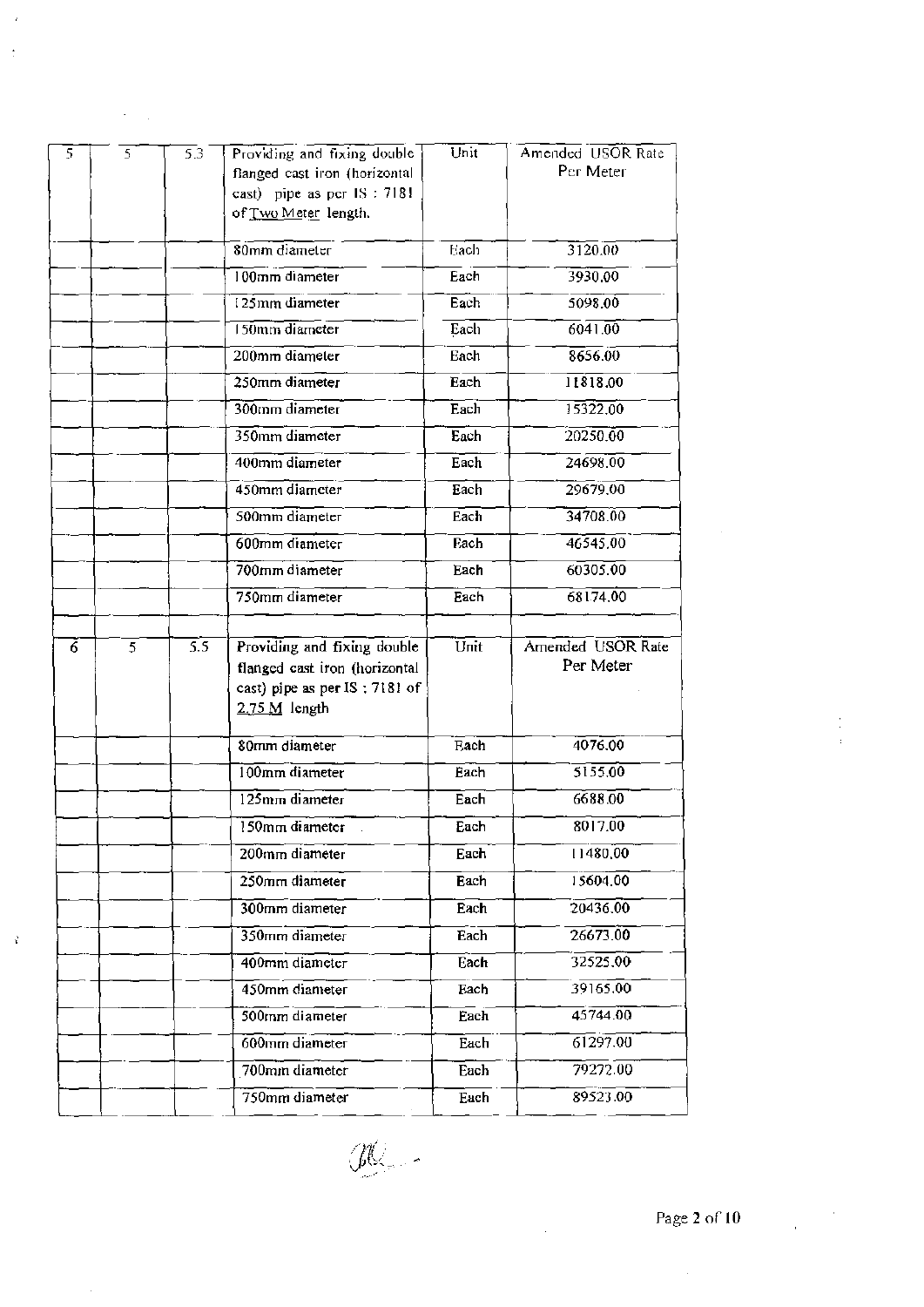| | | | | | |
|---|---|---|---|---|---|
| 5 | 5 | 5.3 | Providing and fixing double flanged cast iron (horizontal cast) pipe as per IS : 7181 of Two Meter length. | Unit | Amended USOR Rate Per Meter |
| | | | 80mm diameter | Each | 3120.00 |
| | | | 100mm diameter | Each | 3930.00 |
| | | | 125mm diameter | Each | 5098.00 |
| | | | 150mm diameter | Each | 6041.00 |
| | | | 200mm diameter | Each | 8656.00 |
| | | | 250mm diameter | Each | 11818.00 |
| | | | 300mm diameter | Each | 15322.00 |
| | | | 350mm diameter | Each | 20250.00 |
| | | | 400mm diameter | Each | 24698.00 |
| | | | 450mm diameter | Each | 29679.00 |
| | | | 500mm diameter | Each | 34708.00 |
| | | | 600mm diameter | Each | 46545.00 |
| | | | 700mm diameter | Each | 60305.00 |
| | | | 750mm diameter | Each | 68174.00 |
| | | | | | |
| 6 | 5 | 5.5 | Providing and fixing double flanged cast iron (horizontal cast) pipe as per IS : 7181 of 2.75 M length | Unit | Amended USOR Rate Per Meter |
| | | | 80mm diameter | Each | 4076.00 |
| | | | 100mm diameter | Each | 5155.00 |
| | | | 125mm diameter | Each | 6688.00 |
| | | | 150mm diameter | Each | 8017.00 |
| | | | 200mm diameter | Each | 11480.00 |
| | | | 250mm diameter | Each | 15604.00 |
| | | | 300mm diameter | Each | 20436.00 |
| | | | 350mm diameter | Each | 26673.00 |
| | | | 400mm diameter | Each | 32525.00 |
| | | | 450mm diameter | Each | 39165.00 |
| | | | 500mm diameter | Each | 45744.00 |
| | | | 600mm diameter | Each | 61297.00 |
| | | | 700mm diameter | Each | 79272.00 |
| | | | 750mm diameter | Each | 89523.00 |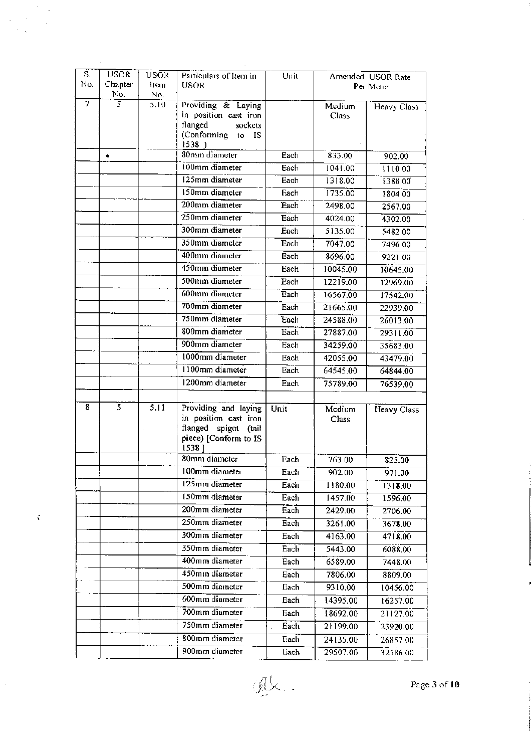| S. No. | USOR Chapter No. | USOR Item No. | Particulars of Item in USOR | Unit | Amended USOR Rate Per Meter | |
|---|---|---|---|---|---|---|
| 7 | 5 | 5.10 | Providing & Laying in position cast iron flanged sockets (Conforming to IS 1538 ) | | Medium Class | Heavy Class |
| | • | | 80mm diameter | Each | 833.00 | 902.00 |
| | | | 100mm diameter | Each | 1041.00 | 1110.00 |
| | | | 125mm diameter | Each | 1318.00 | 1388.00 |
| | | | 150mm diameter | Each | 1735.00 | 1804.00 |
| | | | 200mm diameter | Each | 2498.00 | 2567.00 |
| | | | 250mm diameter | Each | 4024.00 | 4302.00 |
| | | | 300mm diameter | Each | 5135.00 | 5482.00 |
| | | | 350mm diameter | Each | 7047.00 | 7496.00 |
| | | | 400mm diameter | Each | 8696.00 | 9221.00 |
| | | | 450mm diameter | Each | 10045.00 | 10645.00 |
| | | | 500mm diameter | Each | 12219.00 | 12969.00 |
| | | | 600mm diameter | Each | 16567.00 | 17542.00 |
| | | | 700mm diameter | Each | 21665.00 | 22939.00 |
| | | | 750mm diameter | Each | 24588.00 | 26013.00 |
| | | | 800mm diameter | Each | 27887.00 | 29311.00 |
| | | | 900mm diameter | Each | 34259.00 | 35683.00 |
| | | | 1000mm diameter | Each | 42055.00 | 43479.00 |
| | | | 1100mm diameter | Each | 64545.00 | 64844.00 |
| | | | 1200mm diameter | Each | 75789.00 | 76539.00 |
| | | | | | | |
| 8 | 5 | 5.11 | Providing and laying in position cast iron flanged spigot (tail piece) [Conform to IS 1538 ] | Unit | Medium Class | Heavy Class |
| | | | 80mm diameter | Each | 763.00 | 825.00 |
| | | | 100mm diameter | Each | 902.00 | 971.00 |
| | | | 125mm diameter | Each | 1180.00 | 1318.00 |
| | | | 150mm diameter | Each | 1457.00 | 1596.00 |
| | | | 200mm diameter | Each | 2429.00 | 2706.00 |
| | | | 250mm diameter | Each | 3261.00 | 3678.00 |
| | | | 300mm diameter | Each | 4163.00 | 4718.00 |
| | | | 350mm diameter | Each | 5443.00 | 6088.00 |
| | | | 400mm diameter | Each | 6589.00 | 7448.00 |
| | | | 450mm diameter | Each | 7806.00 | 8809.00 |
| | | | 500mm diameter | Each | 9310.00 | 10456.00 |
| | | | 600mm diameter | Each | 14395.00 | 16257.00 |
| | | | 700mm diameter | Each | 18692.00 | 21127.00 |
| | | | 750mm diameter | Each | 21199.00 | 23920.00 |
| | | | 800mm diameter | Each | 24135.00 | 26857.00 |
| | | | 900mm diameter | Each | 29507.00 | 32586.00 |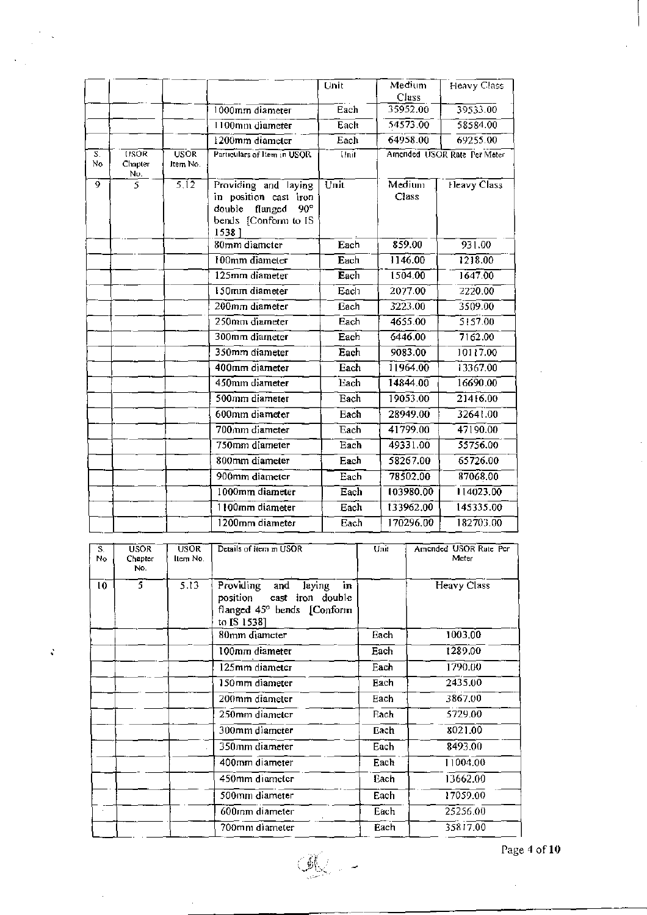| | | | | Unit | Medium Class | Heavy Class |
|---|---|---|---|---|---|---|
| | | | 1000mm diameter | Each | 35952.00 | 39533.00 |
| | | | 1100mm diameter | Each | 54573.00 | 58584.00 |
| | | | 1200mm diameter | Each | 64958.00 | 69255.00 |

| S. No | USOR Chapter No. | USOR Item No. | Particulars of Item in USOR | Unit | Amended USOR Rate Per Meter | |
|---|---|---|---|---|---|---|
| 9 | 5 | 5.12 | Providing and laying in position cast iron double flanged 90° bends [Conform to IS 1538] | Unit | Medium Class | Heavy Class |
| | | | 80mm diameter | Each | 859.00 | 931.00 |
| | | | 100mm diameter | Each | 1146.00 | 1218.00 |
| | | | 125mm diameter | Each | 1504.00 | 1647.00 |
| | | | 150mm diameter | Each | 2077.00 | 2220.00 |
| | | | 200mm diameter | Each | 3223.00 | 3509.00 |
| | | | 250mm diameter | Each | 4655.00 | 5157.00 |
| | | | 300mm diameter | Each | 6446.00 | 7162.00 |
| | | | 350mm diameter | Each | 9083.00 | 10117.00 |
| | | | 400mm diameter | Each | 11964.00 | 13367.00 |
| | | | 450mm diameter | Each | 14844.00 | 16690.00 |
| | | | 500mm diameter | Each | 19053.00 | 21416.00 |
| | | | 600mm diameter | Each | 28949.00 | 32641.00 |
| | | | 700mm diameter | Each | 41799.00 | 47190.00 |
| | | | 750mm diameter | Each | 49331.00 | 55756.00 |
| | | | 800mm diameter | Each | 58267.00 | 65726.00 |
| | | | 900mm diameter | Each | 78502.00 | 87068.00 |
| | | | 1000mm diameter | Each | 103980.00 | 114023.00 |
| | | | 1100mm diameter | Each | 133962.00 | 145335.00 |
| | | | 1200mm diameter | Each | 170296.00 | 182703.00 |

| S. No | USOR Chapter No. | USOR Item No. | Details of item in USOR | Unit | Amended USOR Rate Per Meter |
|---|---|---|---|---|---|
| 10 | 5 | 5.13 | Providing and laying in position cast iron double flanged 45° bends [Conform to IS 1538] | | Heavy Class |
| | | | 80mm diameter | Each | 1003.00 |
| | | | 100mm diameter | Each | 1289.00 |
| | | | 125mm diameter | Each | 1790.00 |
| | | | 150mm diameter | Each | 2435.00 |
| | | | 200mm diameter | Each | 3867.00 |
| | | | 250mm diameter | Each | 5729.00 |
| | | | 300mm diameter | Each | 8021.00 |
| | | | 350mm diameter | Each | 8493.00 |
| | | | 400mm diameter | Each | 11004.00 |
| | | | 450mm diameter | Each | 13662.00 |
| | | | 500mm diameter | Each | 17059.00 |
| | | | 600mm diameter | Each | 25256.00 |
| | | | 700mm diameter | Each | 35817.00 |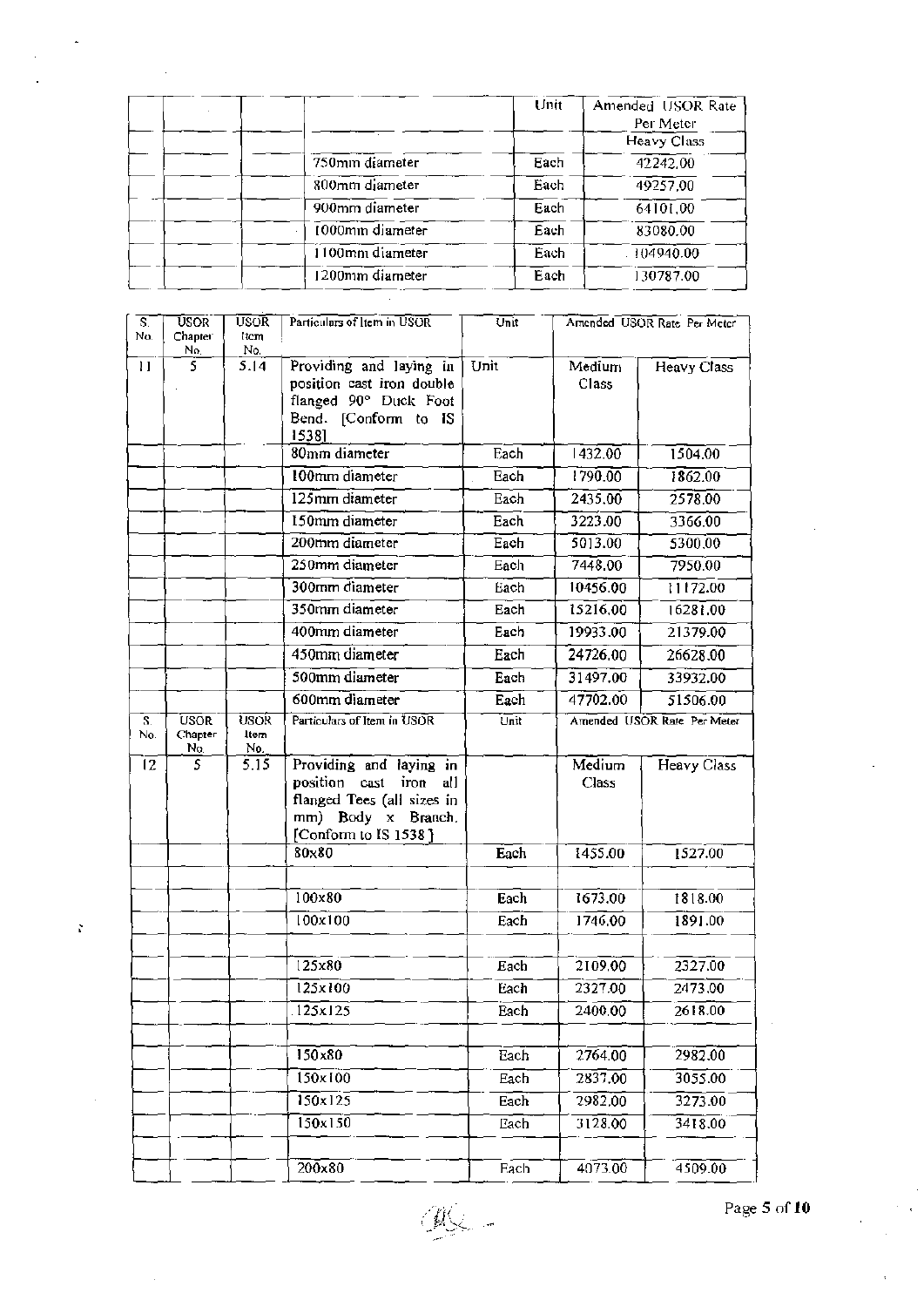|  |  |  |  | Unit | Amended USOR Rate Per Meter |
|---|---|---|---|---|---|
|  |  |  |  |  | Heavy Class |
|  |  |  | 750mm diameter | Each | 42242.00 |
|  |  |  | 800mm diameter | Each | 49257.00 |
|  |  |  | 900mm diameter | Each | 64101.00 |
|  |  |  | 1000mm diameter | Each | 83080.00 |
|  |  |  | 1100mm diameter | Each | 104940.00 |
|  |  |  | 1200mm diameter | Each | 130787.00 |

| S. No. | USOR Chapter No. | USOR Item No. | Particulars of Item in USOR | Unit | Amended USOR Rate Per Meter | |
|---|---|---|---|---|---|---|
| 11 | 5 | 5.14 | Providing and laying in position cast iron double flanged 90° Duck Foot Bend. [Conform to IS 1538] | Unit | Medium Class | Heavy Class |
|  |  |  | 80mm diameter | Each | 1432.00 | 1504.00 |
|  |  |  | 100mm diameter | Each | 1790.00 | 1862.00 |
|  |  |  | 125mm diameter | Each | 2435.00 | 2578.00 |
|  |  |  | 150mm diameter | Each | 3223.00 | 3366.00 |
|  |  |  | 200mm diameter | Each | 5013.00 | 5300.00 |
|  |  |  | 250mm diameter | Each | 7448.00 | 7950.00 |
|  |  |  | 300mm diameter | Each | 10456.00 | 11172.00 |
|  |  |  | 350mm diameter | Each | 15216.00 | 16281.00 |
|  |  |  | 400mm diameter | Each | 19933.00 | 21379.00 |
|  |  |  | 450mm diameter | Each | 24726.00 | 26628.00 |
|  |  |  | 500mm diameter | Each | 31497.00 | 33932.00 |
|  |  |  | 600mm diameter | Each | 47702.00 | 51506.00 |
| S. No. | USOR Chapter No. | USOR Item No. | Particulars of Item in USOR | Unit | Amended USOR Rate Per Meter | |
| 12 | 5 | 5.15 | Providing and laying in position cast iron all flanged Tees (all sizes in mm) Body x Branch. [Conform to IS 1538] |  | Medium Class | Heavy Class |
|  |  |  | 80x80 | Each | 1455.00 | 1527.00 |
|  |  |  |  |  |  |  |
|  |  |  | 100x80 | Each | 1673.00 | 1818.00 |
|  |  |  | 100x100 | Each | 1746.00 | 1891.00 |
|  |  |  |  |  |  |  |
|  |  |  | 125x80 | Each | 2109.00 | 2327.00 |
|  |  |  | 125x100 | Each | 2327.00 | 2473.00 |
|  |  |  | 125x125 | Each | 2400.00 | 2618.00 |
|  |  |  |  |  |  |  |
|  |  |  | 150x80 | Each | 2764.00 | 2982.00 |
|  |  |  | 150x100 | Each | 2837.00 | 3055.00 |
|  |  |  | 150x125 | Each | 2982.00 | 3273.00 |
|  |  |  | 150x150 | Each | 3128.00 | 3418.00 |
|  |  |  |  |  |  |  |
|  |  |  | 200x80 | Each | 4073.00 | 4509.00 |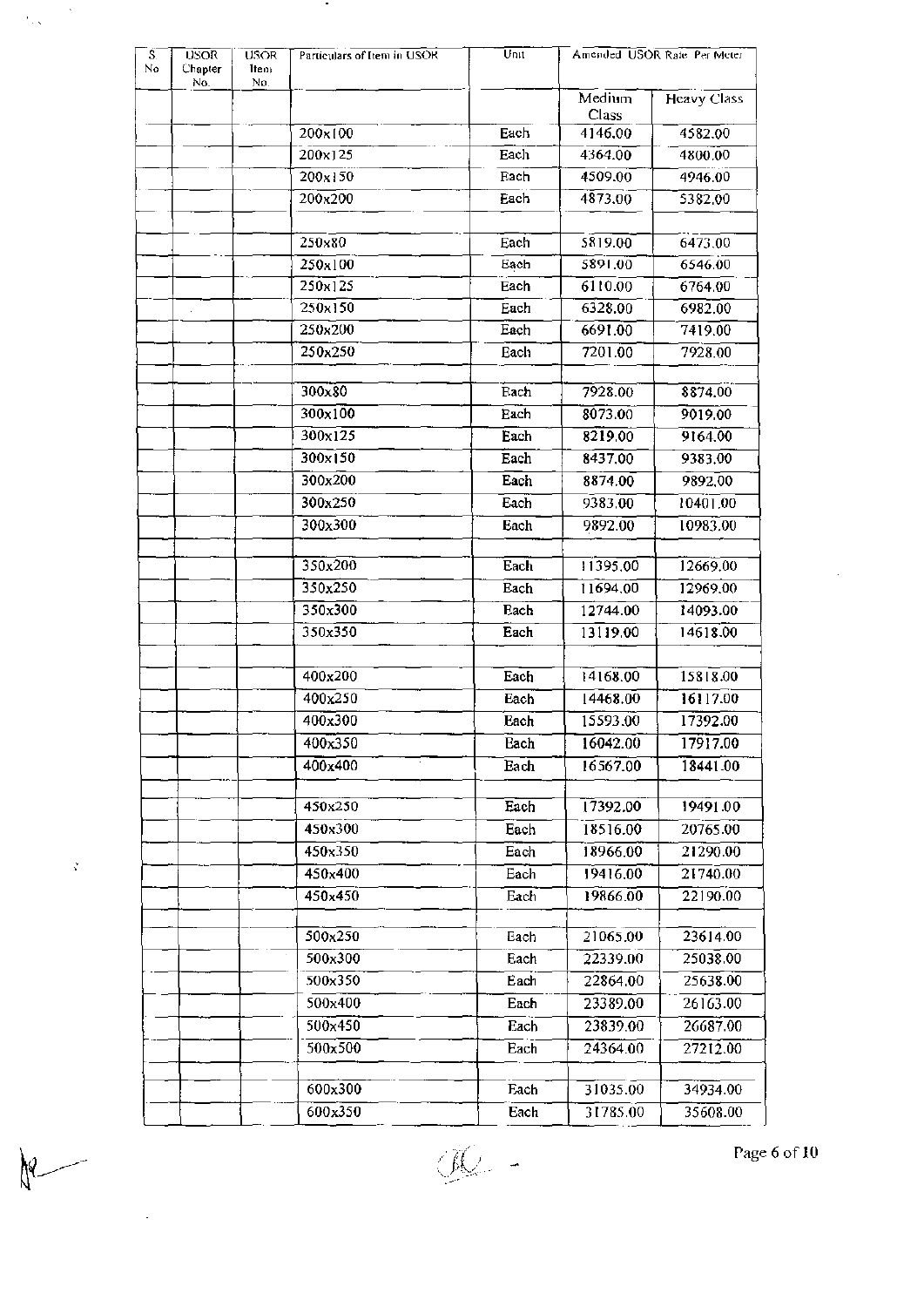| S No | USOR Chapter No. | USOR Item No. | Particulars of Item in USOR | Unit | Amended USOR Rate Per Meter | |
|---|---|---|---|---|---|---|
| | | | | | Medium Class | Heavy Class |
| | | | 200x100 | Each | 4146.00 | 4582.00 |
| | | | 200x125 | Each | 4364.00 | 4800.00 |
| | | | 200x150 | Each | 4509.00 | 4946.00 |
| | | | 200x200 | Each | 4873.00 | 5382.00 |
| | | | | | | |
| | | | 250x80 | Each | 5819.00 | 6473.00 |
| | | | 250x100 | Each | 5891.00 | 6546.00 |
| | | | 250x125 | Each | 6110.00 | 6764.00 |
| | | | 250x150 | Each | 6328.00 | 6982.00 |
| | | | 250x200 | Each | 6691.00 | 7419.00 |
| | | | 250x250 | Each | 7201.00 | 7928.00 |
| | | | | | | |
| | | | 300x80 | Each | 7928.00 | 8874.00 |
| | | | 300x100 | Each | 8073.00 | 9019.00 |
| | | | 300x125 | Each | 8219.00 | 9164.00 |
| | | | 300x150 | Each | 8437.00 | 9383.00 |
| | | | 300x200 | Each | 8874.00 | 9892.00 |
| | | | 300x250 | Each | 9383.00 | 10401.00 |
| | | | 300x300 | Each | 9892.00 | 10983.00 |
| | | | | | | |
| | | | 350x200 | Each | 11395.00 | 12669.00 |
| | | | 350x250 | Each | 11694.00 | 12969.00 |
| | | | 350x300 | Each | 12744.00 | 14093.00 |
| | | | 350x350 | Each | 13119.00 | 14618.00 |
| | | | | | | |
| | | | 400x200 | Each | 14168.00 | 15818.00 |
| | | | 400x250 | Each | 14468.00 | 16117.00 |
| | | | 400x300 | Each | 15593.00 | 17392.00 |
| | | | 400x350 | Each | 16042.00 | 17917.00 |
| | | | 400x400 | Each | 16567.00 | 18441.00 |
| | | | | | | |
| | | | 450x250 | Each | 17392.00 | 19491.00 |
| | | | 450x300 | Each | 18516.00 | 20765.00 |
| | | | 450x350 | Each | 18966.00 | 21290.00 |
| | | | 450x400 | Each | 19416.00 | 21740.00 |
| | | | 450x450 | Each | 19866.00 | 22190.00 |
| | | | | | | |
| | | | 500x250 | Each | 21065.00 | 23614.00 |
| | | | 500x300 | Each | 22339.00 | 25038.00 |
| | | | 500x350 | Each | 22864.00 | 25638.00 |
| | | | 500x400 | Each | 23389.00 | 26163.00 |
| | | | 500x450 | Each | 23839.00 | 26687.00 |
| | | | 500x500 | Each | 24364.00 | 27212.00 |
| | | | | | | |
| | | | 600x300 | Each | 31035.00 | 34934.00 |
| | | | 600x350 | Each | 31785.00 | 35608.00 |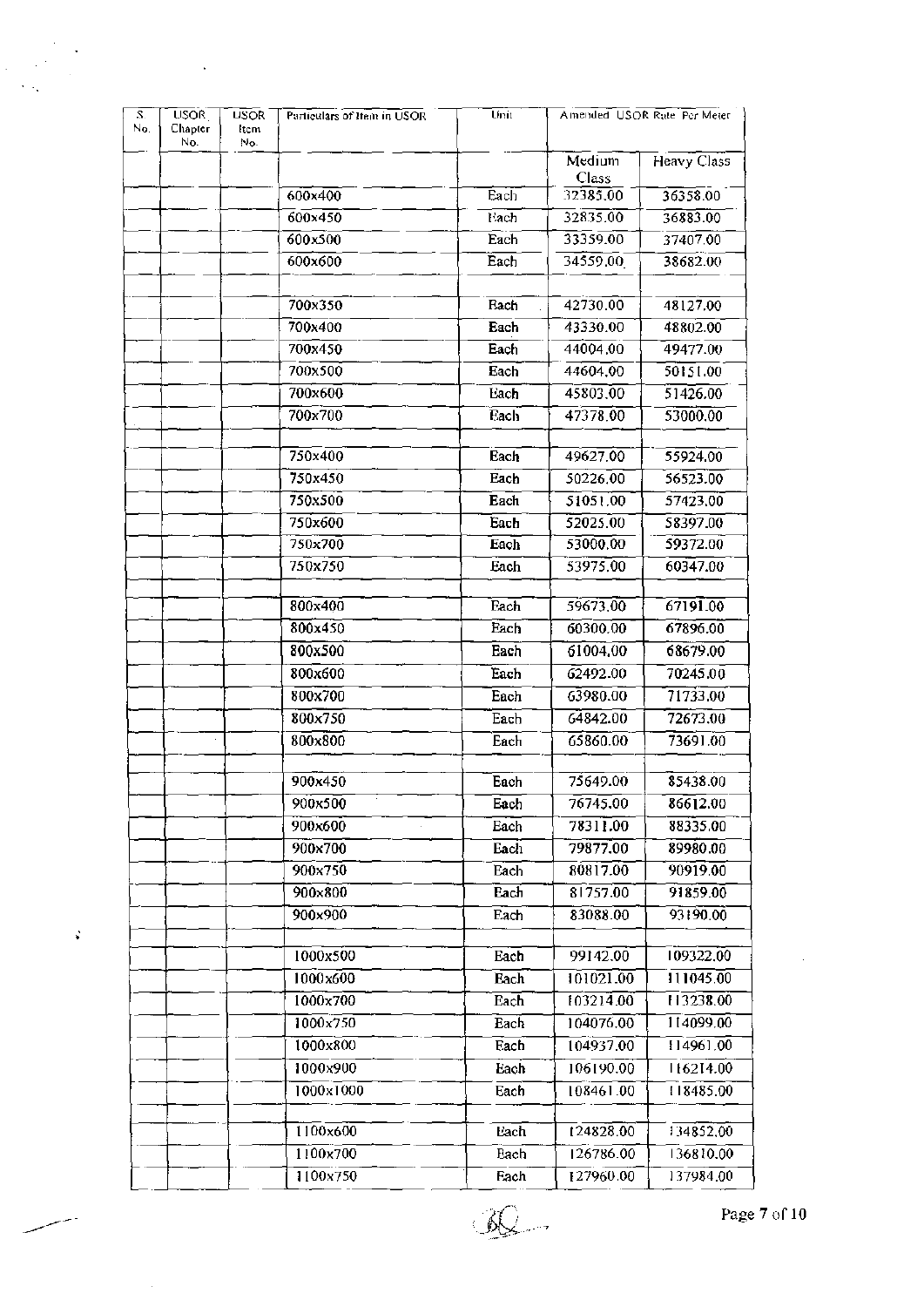| S. No. | USOR Chapter No. | USOR Item No. | Particulars of Item in USOR | Unit | Amended USOR Rate Per Meter | |
|---|---|---|---|---|---|---|
| | | | | | Medium Class | Heavy Class |
| | | | 600x400 | Each | 32385.00 | 36358.00 |
| | | | 600x450 | Each | 32835.00 | 36883.00 |
| | | | 600x500 | Each | 33359.00 | 37407.00 |
| | | | 600x600 | Each | 34559.00 | 38682.00 |
| | | | | | | |
| | | | 700x350 | Each | 42730.00 | 48127.00 |
| | | | 700x400 | Each | 43330.00 | 48802.00 |
| | | | 700x450 | Each | 44004.00 | 49477.00 |
| | | | 700x500 | Each | 44604.00 | 50151.00 |
| | | | 700x600 | Each | 45803.00 | 51426.00 |
| | | | 700x700 | Each | 47378.00 | 53000.00 |
| | | | | | | |
| | | | 750x400 | Each | 49627.00 | 55924.00 |
| | | | 750x450 | Each | 50226.00 | 56523.00 |
| | | | 750x500 | Each | 51051.00 | 57423.00 |
| | | | 750x600 | Each | 52025.00 | 58397.00 |
| | | | 750x700 | Each | 53000.00 | 59372.00 |
| | | | 750x750 | Each | 53975.00 | 60347.00 |
| | | | | | | |
| | | | 800x400 | Each | 59673.00 | 67191.00 |
| | | | 800x450 | Each | 60300.00 | 67896.00 |
| | | | 800x500 | Each | 61004.00 | 68679.00 |
| | | | 800x600 | Each | 62492.00 | 70245.00 |
| | | | 800x700 | Each | 63980.00 | 71733.00 |
| | | | 800x750 | Each | 64842.00 | 72673.00 |
| | | | 800x800 | Each | 65860.00 | 73691.00 |
| | | | | | | |
| | | | 900x450 | Each | 75649.00 | 85438.00 |
| | | | 900x500 | Each | 76745.00 | 86612.00 |
| | | | 900x600 | Each | 78311.00 | 88335.00 |
| | | | 900x700 | Each | 79877.00 | 89980.00 |
| | | | 900x750 | Each | 80817.00 | 90919.00 |
| | | | 900x800 | Each | 81757.00 | 91859.00 |
| | | | 900x900 | Each | 83088.00 | 93190.00 |
| | | | | | | |
| | | | 1000x500 | Each | 99142.00 | 109322.00 |
| | | | 1000x600 | Each | 101021.00 | 111045.00 |
| | | | 1000x700 | Each | 103214.00 | 113238.00 |
| | | | 1000x750 | Each | 104076.00 | 114099.00 |
| | | | 1000x800 | Each | 104937.00 | 114961.00 |
| | | | 1000x900 | Each | 106190.00 | 116214.00 |
| | | | 1000x1000 | Each | 108461.00 | 118485.00 |
| | | | | | | |
| | | | 1100x600 | Each | 124828.00 | 134852.00 |
| | | | 1100x700 | Each | 126786.00 | 136810.00 |
| | | | 1100x750 | Each | 127960.00 | 137984.00 |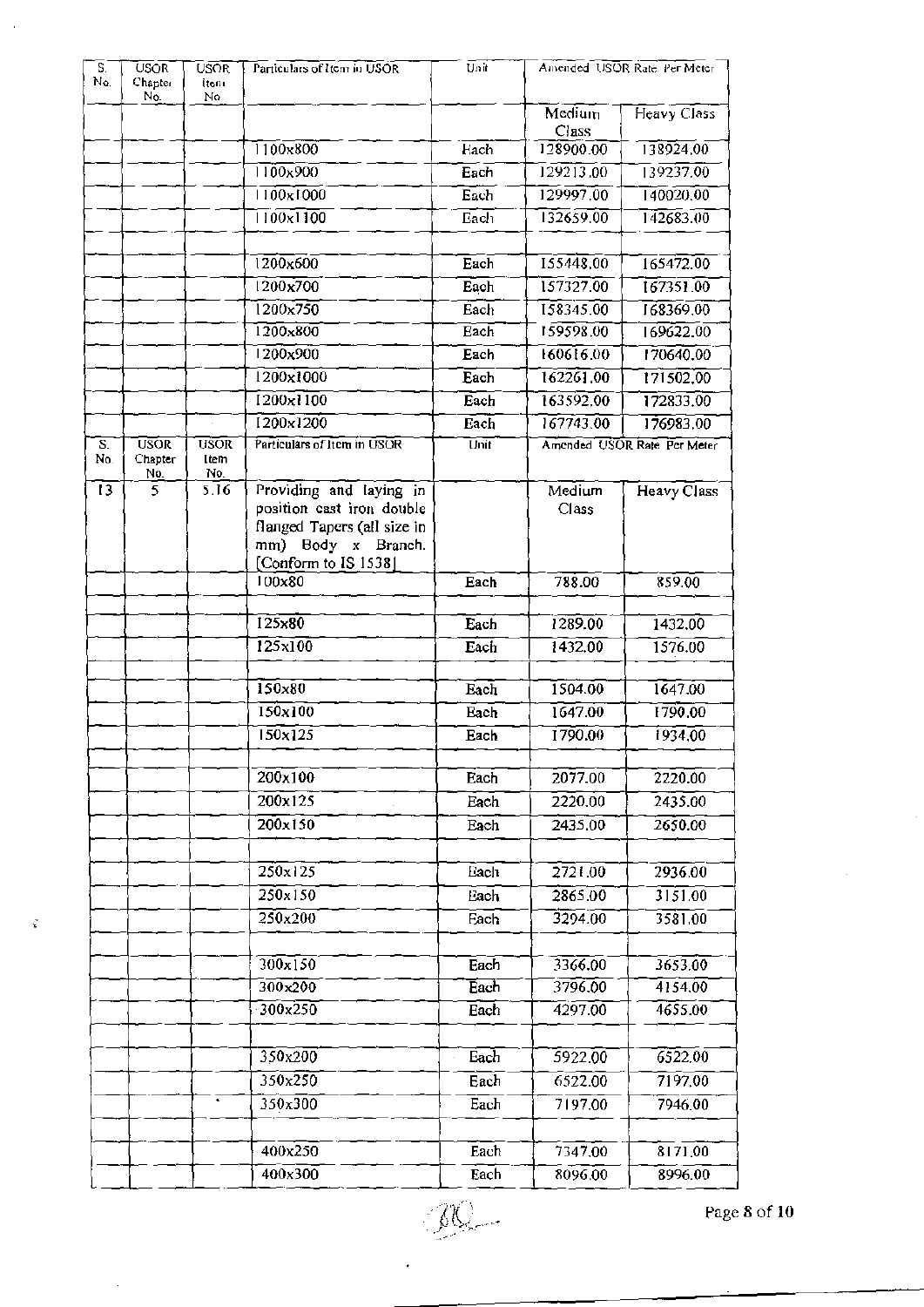| S. No. | USOR Chapter No. | USOR Item No. | Particulars of Item in USOR | Unit | Amended USOR Rate Per Meter | |
|---|---|---|---|---|---|---|
| | | | | | Medium Class | Heavy Class |
| | | | 1100x800 | Each | 128900.00 | 138924.00 |
| | | | 1100x900 | Each | 129213.00 | 139237.00 |
| | | | 1100x1000 | Each | 129997.00 | 140020.00 |
| | | | 1100x1100 | Each | 132659.00 | 142683.00 |
| | | | | | | |
| | | | 1200x600 | Each | 155448.00 | 165472.00 |
| | | | 1200x700 | Each | 157327.00 | 167351.00 |
| | | | 1200x750 | Each | 158345.00 | 168369.00 |
| | | | 1200x800 | Each | 159598.00 | 169622.00 |
| | | | 1200x900 | Each | 160616.00 | 170640.00 |
| | | | 1200x1000 | Each | 162261.00 | 171502.00 |
| | | | 1200x1100 | Each | 163592.00 | 172833.00 |
| | | | 1200x1200 | Each | 167743.00 | 176983.00 |

| S. No. | USOR Chapter No. | USOR Item No. | Particulars of Item in USOR | Unit | Amended USOR Rate Per Meter | |
|---|---|---|---|---|---|---|
| 13 | 5 | 5.16 | Providing and laying in position cast iron double flanged Tapers (all size in mm) Body x Branch. [Conform to IS 1538] | | Medium Class | Heavy Class |
| | | | 100x80 | Each | 788.00 | 859.00 |
| | | | | | | |
| | | | 125x80 | Each | 1289.00 | 1432.00 |
| | | | 125x100 | Each | 1432.00 | 1576.00 |
| | | | | | | |
| | | | 150x80 | Each | 1504.00 | 1647.00 |
| | | | 150x100 | Each | 1647.00 | 1790.00 |
| | | | 150x125 | Each | 1790.00 | 1934.00 |
| | | | | | | |
| | | | 200x100 | Each | 2077.00 | 2220.00 |
| | | | 200x125 | Each | 2220.00 | 2435.00 |
| | | | 200x150 | Each | 2435.00 | 2650.00 |
| | | | | | | |
| | | | 250x125 | Each | 2721.00 | 2936.00 |
| | | | 250x150 | Each | 2865.00 | 3151.00 |
| | | | 250x200 | Each | 3294.00 | 3581.00 |
| | | | | | | |
| | | | 300x150 | Each | 3366.00 | 3653.00 |
| | | | 300x200 | Each | 3796.00 | 4154.00 |
| | | | 300x250 | Each | 4297.00 | 4655.00 |
| | | | | | | |
| | | | 350x200 | Each | 5922.00 | 6522.00 |
| | | | 350x250 | Each | 6522.00 | 7197.00 |
| | | | 350x300 | Each | 7197.00 | 7946.00 |
| | | | | | | |
| | | | 400x250 | Each | 7347.00 | 8171.00 |
| | | | 400x300 | Each | 8096.00 | 8996.00 |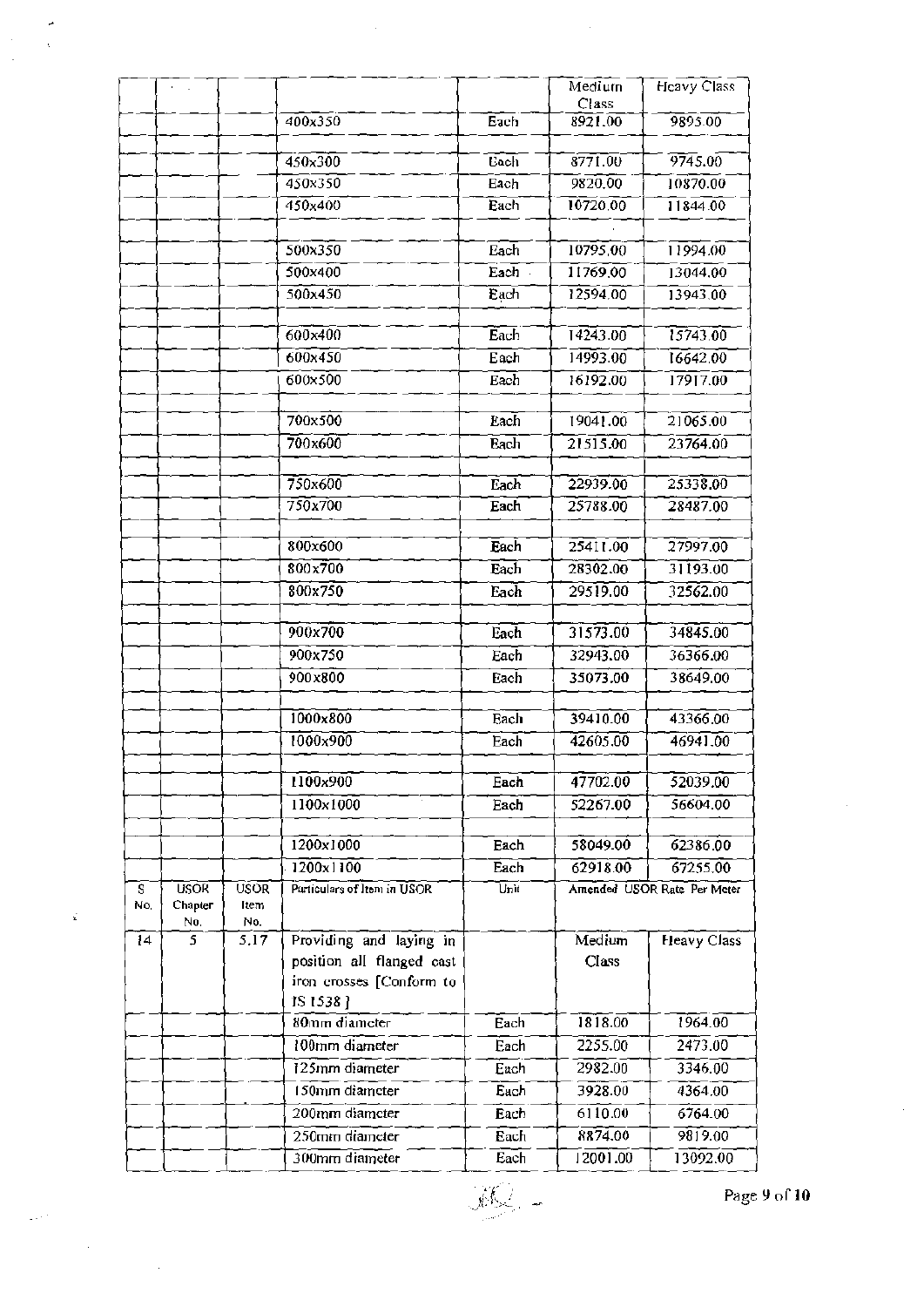| | | | | | Medium Class | Heavy Class |
|---|---|---|---|---|---|---|
| | | | 400x350 | Each | 8921.00 | 9895.00 |
| | | | | | | |
| | | | 450x300 | Each | 8771.00 | 9745.00 |
| | | | 450x350 | Each | 9820.00 | 10870.00 |
| | | | 450x400 | Each | 10720.00 | 11844.00 |
| | | | | | | |
| | | | 500x350 | Each | 10795.00 | 11994.00 |
| | | | 500x400 | Each | 11769.00 | 13044.00 |
| | | | 500x450 | Each | 12594.00 | 13943.00 |
| | | | | | | |
| | | | 600x400 | Each | 14243.00 | 15743.00 |
| | | | 600x450 | Each | 14993.00 | 16642.00 |
| | | | 600x500 | Each | 16192.00 | 17917.00 |
| | | | | | | |
| | | | 700x500 | Each | 19041.00 | 21065.00 |
| | | | 700x600 | Each | 21515.00 | 23764.00 |
| | | | | | | |
| | | | 750x600 | Each | 22939.00 | 25338.00 |
| | | | 750x700 | Each | 25788.00 | 28487.00 |
| | | | | | | |
| | | | 800x600 | Each | 25411.00 | 27997.00 |
| | | | 800x700 | Each | 28302.00 | 31193.00 |
| | | | 800x750 | Each | 29519.00 | 32562.00 |
| | | | | | | |
| | | | 900x700 | Each | 31573.00 | 34845.00 |
| | | | 900x750 | Each | 32943.00 | 36366.00 |
| | | | 900x800 | Each | 35073.00 | 38649.00 |
| | | | | | | |
| | | | 1000x800 | Each | 39410.00 | 43366.00 |
| | | | 1000x900 | Each | 42605.00 | 46941.00 |
| | | | | | | |
| | | | 1100x900 | Each | 47702.00 | 52039.00 |
| | | | 1100x1000 | Each | 52267.00 | 56604.00 |
| | | | | | | |
| | | | 1200x1000 | Each | 58049.00 | 62386.00 |
| | | | 1200x1100 | Each | 62918.00 | 67255.00 |
| S No. | USOR Chapter No. | USOR Item No. | Particulars of Item in USOR | Unit | Amended USOR Rate Per Meter | |
| 14 | 5 | 5.17 | Providing and laying in position all flanged cast iron crosses [Conform to IS 1538] | | Medium Class | Heavy Class |
| | | | 80mm diameter | Each | 1818.00 | 1964.00 |
| | | | 100mm diameter | Each | 2255.00 | 2473.00 |
| | | | 125mm diameter | Each | 2982.00 | 3346.00 |
| | | | 150mm diameter | Each | 3928.00 | 4364.00 |
| | | | 200mm diameter | Each | 6110.00 | 6764.00 |
| | | | 250mm diameter | Each | 8874.00 | 9819.00 |
| | | | 300mm diameter | Each | 12001.00 | 13092.00 |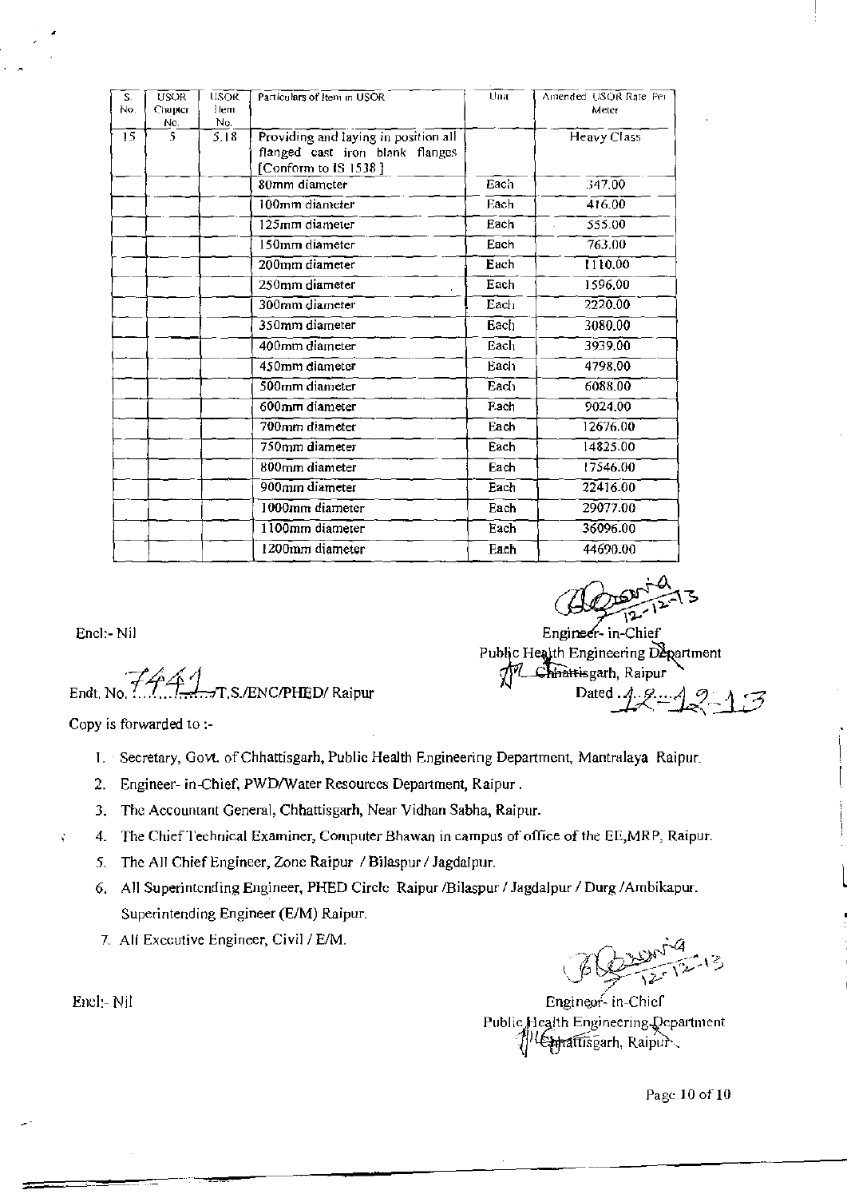| S. No. | USOR Chapter No. | USOR Item No. | Particulars of Item in USOR | Unit | Amended USOR Rate Per Meter |
|---|---|---|---|---|---|
| 15 | 5 | 5.18 | Providing and laying in position all flanged cast iron blank flanges [Conform to IS 1538 ] | | Heavy Class |
| | | | 80mm diameter | Each | 347.00 |
| | | | 100mm diameter | Each | 416.00 |
| | | | 125mm diameter | Each | 555.00 |
| | | | 150mm diameter | Each | 763.00 |
| | | | 200mm diameter | Each | 1110.00 |
| | | | 250mm diameter | Each | 1596.00 |
| | | | 300mm diameter | Each | 2220.00 |
| | | | 350mm diameter | Each | 3080.00 |
| | | | 400mm diameter | Each | 3939.00 |
| | | | 450mm diameter | Each | 4798.00 |
| | | | 500mm diameter | Each | 6088.00 |
| | | | 600mm diameter | Each | 9024.00 |
| | | | 700mm diameter | Each | 12676.00 |
| | | | 750mm diameter | Each | 14825.00 |
| | | | 800mm diameter | Each | 17546.00 |
| | | | 900mm diameter | Each | 22416.00 |
| | | | 1000mm diameter | Each | 29077.00 |
| | | | 1100mm diameter | Each | 36096.00 |
| | | | 1200mm diameter | Each | 44690.00 |

Sd/- 12-12-13

Engineer- in-Chief
Public Health Engineering Department
Chhattisgarh, Raipur

Encl:- Nil

Endt. No. 7441 /T.S./ENC/PHED/ Raipur

Dated 12-12-13

Copy is forwarded to :-

1. Secretary, Govt. of Chhattisgarh, Public Health Engineering Department, Mantralaya Raipur.
2. Engineer- in-Chief, PWD/Water Resources Department, Raipur .
3. The Accountant General, Chhattisgarh, Near Vidhan Sabha, Raipur.
4. The Chief Technical Examiner, Computer Bhawan in campus of office of the EE,MRP, Raipur.
5. The All Chief Engineer, Zone Raipur / Bilaspur / Jagdalpur.
6. All Superintending Engineer, PHED Circle Raipur /Bilaspur / Jagdalpur / Durg /Ambikapur. Superintending Engineer (E/M) Raipur.
7. All Executive Engineer, Civil / E/M.

Sd/- 12-12-13

Engineer- in-Chief
Public Health Engineering Department
Chhattisgarh, Raipur

Encl:- Nil